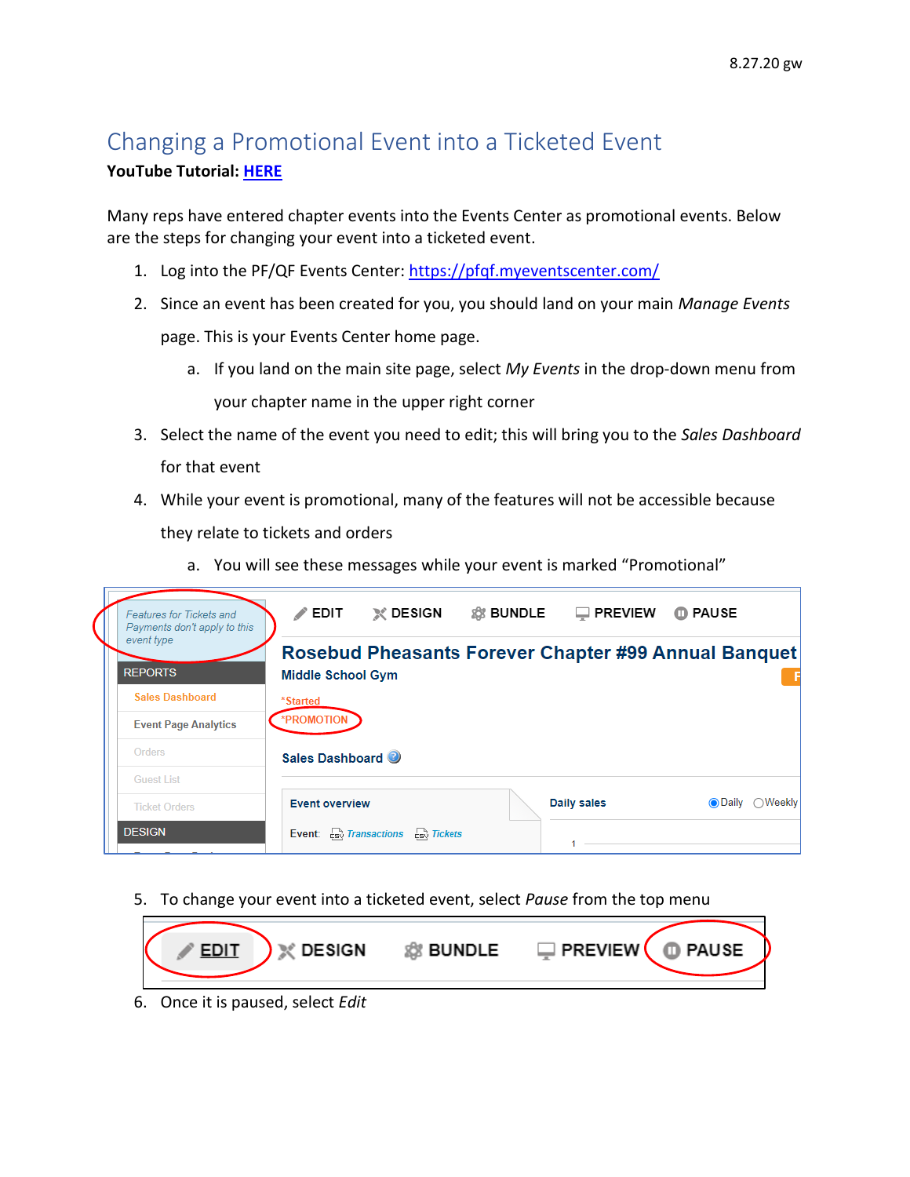8.27.20 gw

# Changing a Promotional Event into a Ticketed Event

**YouTube Tutorial: HERE**

Many reps have entered chapter events into the Events Center as promotional events. Below are the steps for changing your event into a ticketed event.

1. Log into the PF/QF Events Center: https://pfqf.myeventscenter.com/
2. Since an event has been created for you, you should land on your main *Manage Events* page. This is your Events Center home page.
   a. If you land on the main site page, select *My Events* in the drop-down menu from your chapter name in the upper right corner
3. Select the name of the event you need to edit; this will bring you to the *Sales Dashboard* for that event
4. While your event is promotional, many of the features will not be accessible because they relate to tickets and orders
   a. You will see these messages while your event is marked "Promotional"

5. To change your event into a ticketed event, select *Pause* from the top menu

6. Once it is paused, select *Edit*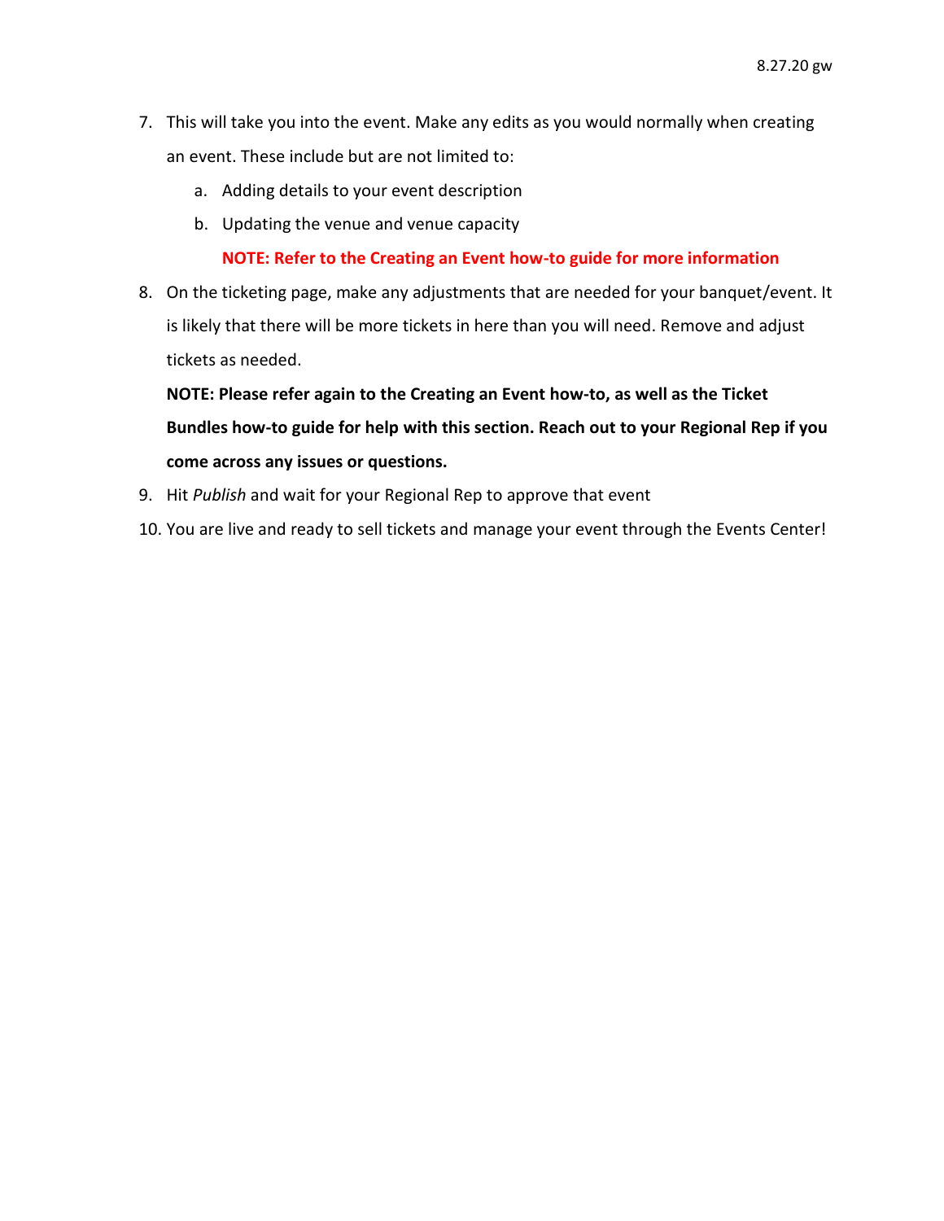7. This will take you into the event. Make any edits as you would normally when creating an event. These include but are not limited to:
   a. Adding details to your event description
   b. Updating the venue and venue capacity

   **NOTE: Refer to the Creating an Event how-to guide for more information**

8. On the ticketing page, make any adjustments that are needed for your banquet/event. It is likely that there will be more tickets in here than you will need. Remove and adjust tickets as needed.

   **NOTE: Please refer again to the Creating an Event how-to, as well as the Ticket Bundles how-to guide for help with this section. Reach out to your Regional Rep if you come across any issues or questions.**

9. Hit *Publish* and wait for your Regional Rep to approve that event
10. You are live and ready to sell tickets and manage your event through the Events Center!